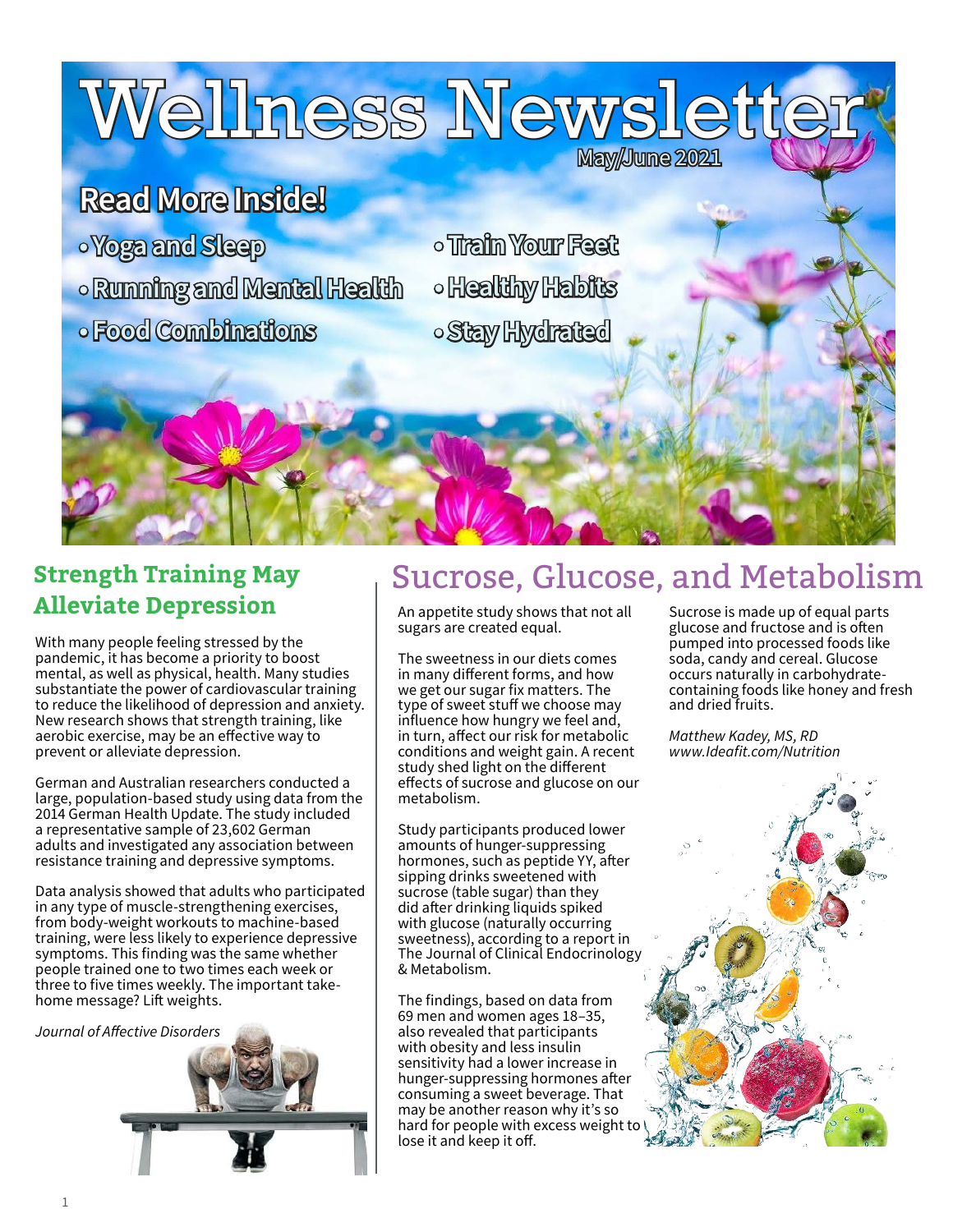# Wellness Newsletter

May/June 2021

## Read More Inside!

- Yoga and Sleep
- Running and Mental Health
- Food Combinations
- Train Your Feet
- Healthy Habits
- Stay Hydrated

## Strength Training May Alleviate Depression

With many people feeling stressed by the pandemic, it has become a priority to boost mental, as well as physical, health. Many studies substantiate the power of cardiovascular training to reduce the likelihood of depression and anxiety. New research shows that strength training, like aerobic exercise, may be an effective way to prevent or alleviate depression.

German and Australian researchers conducted a large, population-based study using data from the 2014 German Health Update. The study included a representative sample of 23,602 German adults and investigated any association between resistance training and depressive symptoms.

Data analysis showed that adults who participated in any type of muscle-strengthening exercises, from body-weight workouts to machine-based training, were less likely to experience depressive symptoms. This finding was the same whether people trained one to two times each week or three to five times weekly. The important take-home message? Lift weights.

*Journal of Affective Disorders*

## Sucrose, Glucose, and Metabolism

An appetite study shows that not all sugars are created equal.

The sweetness in our diets comes in many different forms, and how we get our sugar fix matters. The type of sweet stuff we choose may influence how hungry we feel and, in turn, affect our risk for metabolic conditions and weight gain. A recent study shed light on the different effects of sucrose and glucose on our metabolism.

Study participants produced lower amounts of hunger-suppressing hormones, such as peptide YY, after sipping drinks sweetened with sucrose (table sugar) than they did after drinking liquids spiked with glucose (naturally occurring sweetness), according to a report in The Journal of Clinical Endocrinology & Metabolism.

The findings, based on data from 69 men and women ages 18–35, also revealed that participants with obesity and less insulin sensitivity had a lower increase in hunger-suppressing hormones after consuming a sweet beverage. That may be another reason why it's so hard for people with excess weight to lose it and keep it off.

Sucrose is made up of equal parts glucose and fructose and is often pumped into processed foods like soda, candy and cereal. Glucose occurs naturally in carbohydrate-containing foods like honey and fresh and dried fruits.

*Matthew Kadey, MS, RD*
*www.Ideafit.com/Nutrition*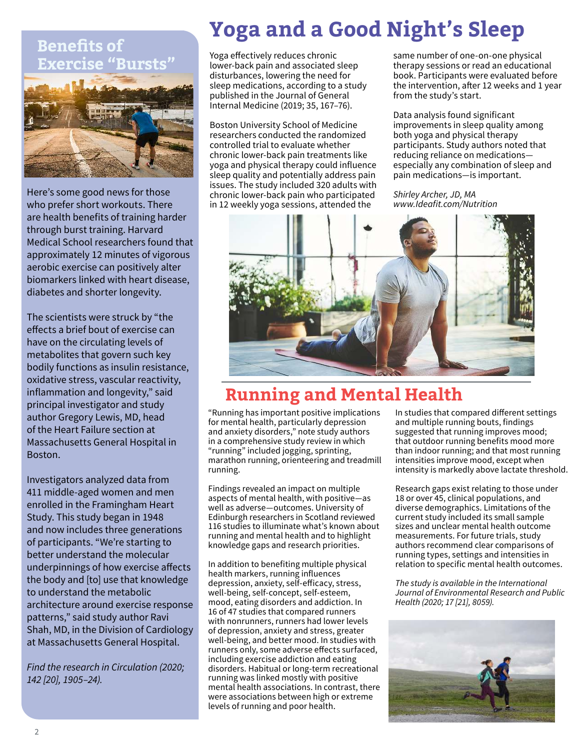## Benefits of Exercise "Bursts"

Here's some good news for those who prefer short workouts. There are health benefits of training harder through burst training. Harvard Medical School researchers found that approximately 12 minutes of vigorous aerobic exercise can positively alter biomarkers linked with heart disease, diabetes and shorter longevity.

The scientists were struck by "the effects a brief bout of exercise can have on the circulating levels of metabolites that govern such key bodily functions as insulin resistance, oxidative stress, vascular reactivity, inflammation and longevity," said principal investigator and study author Gregory Lewis, MD, head of the Heart Failure section at Massachusetts General Hospital in Boston.

Investigators analyzed data from 411 middle-aged women and men enrolled in the Framingham Heart Study. This study began in 1948 and now includes three generations of participants. "We're starting to better understand the molecular underpinnings of how exercise affects the body and [to] use that knowledge to understand the metabolic architecture around exercise response patterns," said study author Ravi Shah, MD, in the Division of Cardiology at Massachusetts General Hospital.

*Find the research in Circulation (2020; 142 [20], 1905–24).*

# Yoga and a Good Night's Sleep

Yoga effectively reduces chronic lower-back pain and associated sleep disturbances, lowering the need for sleep medications, according to a study published in the Journal of General Internal Medicine (2019; 35, 167–76).

Boston University School of Medicine researchers conducted the randomized controlled trial to evaluate whether chronic lower-back pain treatments like yoga and physical therapy could influence sleep quality and potentially address pain issues. The study included 320 adults with chronic lower-back pain who participated in 12 weekly yoga sessions, attended the same number of one-on-one physical therapy sessions or read an educational book. Participants were evaluated before the intervention, after 12 weeks and 1 year from the study's start.

Data analysis found significant improvements in sleep quality among both yoga and physical therapy participants. Study authors noted that reducing reliance on medications—especially any combination of sleep and pain medications—is important.

*Shirley Archer, JD, MA*
*www.Ideafit.com/Nutrition*

# Running and Mental Health

"Running has important positive implications for mental health, particularly depression and anxiety disorders," note study authors in a comprehensive study review in which "running" included jogging, sprinting, marathon running, orienteering and treadmill running.

Findings revealed an impact on multiple aspects of mental health, with positive—as well as adverse—outcomes. University of Edinburgh researchers in Scotland reviewed 116 studies to illuminate what's known about running and mental health and to highlight knowledge gaps and research priorities.

In addition to benefiting multiple physical health markers, running influences depression, anxiety, self-efficacy, stress, well-being, self-concept, self-esteem, mood, eating disorders and addiction. In 16 of 47 studies that compared runners with nonrunners, runners had lower levels of depression, anxiety and stress, greater well-being, and better mood. In studies with runners only, some adverse effects surfaced, including exercise addiction and eating disorders. Habitual or long-term recreational running was linked mostly with positive mental health associations. In contrast, there were associations between high or extreme levels of running and poor health.

In studies that compared different settings and multiple running bouts, findings suggested that running improves mood; that outdoor running benefits mood more than indoor running; and that most running intensities improve mood, except when intensity is markedly above lactate threshold.

Research gaps exist relating to those under 18 or over 45, clinical populations, and diverse demographics. Limitations of the current study included its small sample sizes and unclear mental health outcome measurements. For future trials, study authors recommend clear comparisons of running types, settings and intensities in relation to specific mental health outcomes.

*The study is available in the International Journal of Environmental Research and Public Health (2020; 17 [21], 8059).*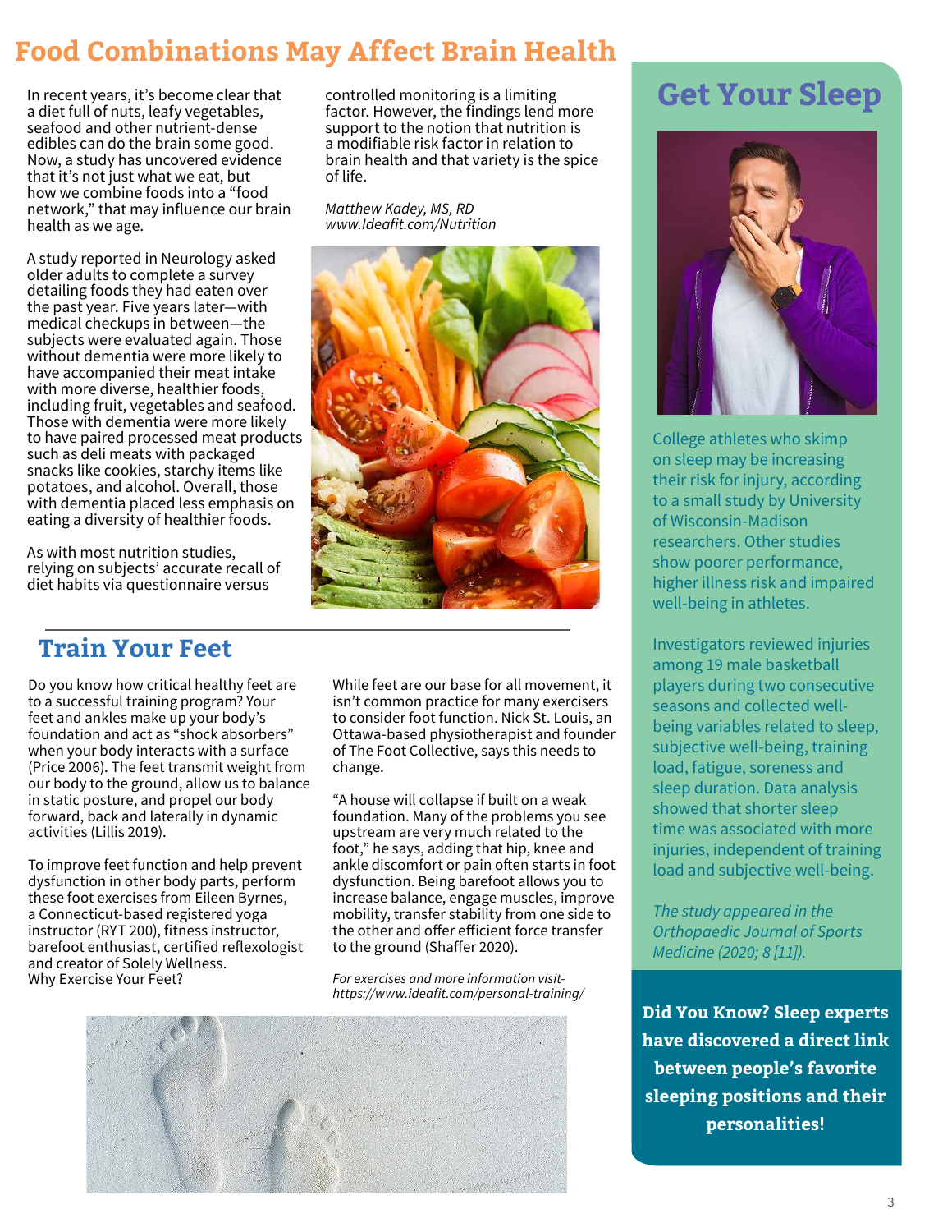# Food Combinations May Affect Brain Health

In recent years, it's become clear that a diet full of nuts, leafy vegetables, seafood and other nutrient-dense edibles can do the brain some good. Now, a study has uncovered evidence that it's not just what we eat, but how we combine foods into a "food network," that may influence our brain health as we age.

A study reported in Neurology asked older adults to complete a survey detailing foods they had eaten over the past year. Five years later—with medical checkups in between—the subjects were evaluated again. Those without dementia were more likely to have accompanied their meat intake with more diverse, healthier foods, including fruit, vegetables and seafood. Those with dementia were more likely to have paired processed meat products such as deli meats with packaged snacks like cookies, starchy items like potatoes, and alcohol. Overall, those with dementia placed less emphasis on eating a diversity of healthier foods.

As with most nutrition studies, relying on subjects' accurate recall of diet habits via questionnaire versus controlled monitoring is a limiting factor. However, the findings lend more support to the notion that nutrition is a modifiable risk factor in relation to brain health and that variety is the spice of life.

*Matthew Kadey, MS, RD*
*www.Ideafit.com/Nutrition*

## Train Your Feet

Do you know how critical healthy feet are to a successful training program? Your feet and ankles make up your body's foundation and act as "shock absorbers" when your body interacts with a surface (Price 2006). The feet transmit weight from our body to the ground, allow us to balance in static posture, and propel our body forward, back and laterally in dynamic activities (Lillis 2019).

To improve feet function and help prevent dysfunction in other body parts, perform these foot exercises from Eileen Byrnes, a Connecticut-based registered yoga instructor (RYT 200), fitness instructor, barefoot enthusiast, certified reflexologist and creator of Solely Wellness.
Why Exercise Your Feet?

While feet are our base for all movement, it isn't common practice for many exercisers to consider foot function. Nick St. Louis, an Ottawa-based physiotherapist and founder of The Foot Collective, says this needs to change.

"A house will collapse if built on a weak foundation. Many of the problems you see upstream are very much related to the foot," he says, adding that hip, knee and ankle discomfort or pain often starts in foot dysfunction. Being barefoot allows you to increase balance, engage muscles, improve mobility, transfer stability from one side to the other and offer efficient force transfer to the ground (Shaffer 2020).

*For exercises and more information visit- https://www.ideafit.com/personal-training/*

# Get Your Sleep

College athletes who skimp on sleep may be increasing their risk for injury, according to a small study by University of Wisconsin-Madison researchers. Other studies show poorer performance, higher illness risk and impaired well-being in athletes.

Investigators reviewed injuries among 19 male basketball players during two consecutive seasons and collected well-being variables related to sleep, subjective well-being, training load, fatigue, soreness and sleep duration. Data analysis showed that shorter sleep time was associated with more injuries, independent of training load and subjective well-being.

*The study appeared in the Orthopaedic Journal of Sports Medicine (2020; 8 [11]).*

**Did You Know? Sleep experts have discovered a direct link between people's favorite sleeping positions and their personalities!**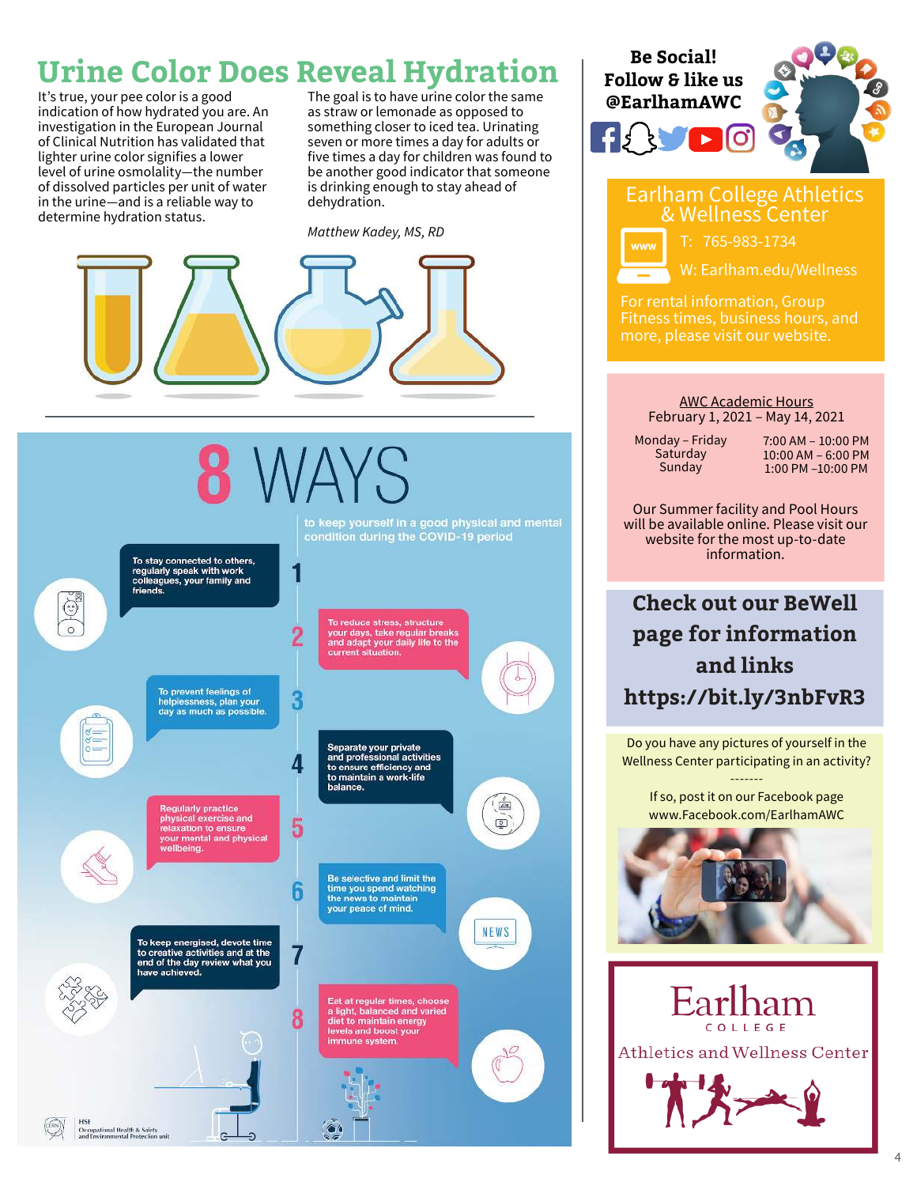# Urine Color Does Reveal Hydration

It's true, your pee color is a good indication of how hydrated you are. An investigation in the European Journal of Clinical Nutrition has validated that lighter urine color signifies a lower level of urine osmolality—the number of dissolved particles per unit of water in the urine—and is a reliable way to determine hydration status.

The goal is to have urine color the same as straw or lemonade as opposed to something closer to iced tea. Urinating seven or more times a day for adults or five times a day for children was found to be another good indicator that someone is drinking enough to stay ahead of dehydration.

*Matthew Kadey, MS, RD*

---

# 8 WAYS

to keep yourself in a good physical and mental condition during the COVID-19 period

1. To stay connected to others, regularly speak with work colleagues, your family and friends.
2. To reduce stress, structure your days, take regular breaks and adapt your daily life to the current situation.
3. To prevent feelings of helplessness, plan your day as much as possible.
4. Separate your private and professional activities to ensure efficiency and to maintain a work-life balance.
5. Regularly practice physical exercise and relaxation to ensure your mental and physical wellbeing.
6. Be selective and limit the time you spend watching the news to maintain your peace of mind.
7. To keep energised, devote time to creative activities and at the end of the day review what you have achieved.
8. Eat at regular times, choose a light, balanced and varied diet to maintain energy levels and boost your immune system.

HSE
Occupational Health & Safety and Environmental Protection unit

---

**Be Social!**
**Follow & like us**
**@EarlhamAWC**

## Earlham College Athletics & Wellness Center

T: 765-983-1734

W: Earlham.edu/Wellness

For rental information, Group Fitness times, business hours, and more, please visit our website.

AWC Academic Hours
February 1, 2021 – May 14, 2021

| | |
|---|---|
| Monday – Friday | 7:00 AM – 10:00 PM |
| Saturday | 10:00 AM – 6:00 PM |
| Sunday | 1:00 PM –10:00 PM |

Our Summer facility and Pool Hours will be available online. Please visit our website for the most up-to-date information.

## Check out our BeWell page for information and links https://bit.ly/3nbFvR3

Do you have any pictures of yourself in the Wellness Center participating in an activity?

-------

If so, post it on our Facebook page www.Facebook.com/EarlhamAWC

Earlham
COLLEGE
Athletics and Wellness Center